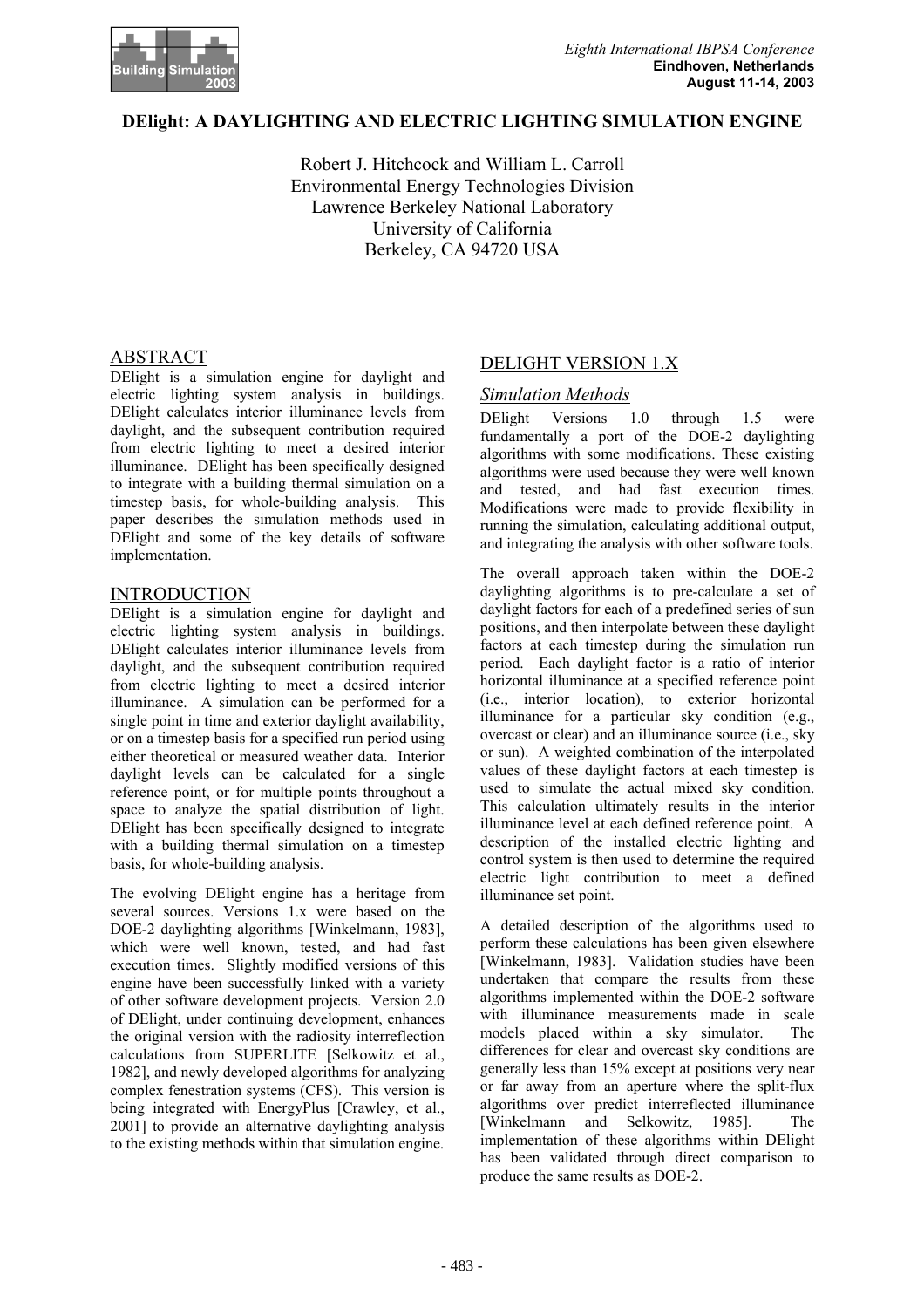# DElight: A DAYLIGHTING AND ELECTRIC LIGHTING SIMULATION ENGINE

Robert J. Hitchcock and William L. Carroll
Environmental Energy Technologies Division
Lawrence Berkeley National Laboratory
University of California
Berkeley, CA 94720 USA

## ABSTRACT

DElight is a simulation engine for daylight and electric lighting system analysis in buildings. DElight calculates interior illuminance levels from daylight, and the subsequent contribution required from electric lighting to meet a desired interior illuminance. DElight has been specifically designed to integrate with a building thermal simulation on a timestep basis, for whole-building analysis. This paper describes the simulation methods used in DElight and some of the key details of software implementation.

## INTRODUCTION

DElight is a simulation engine for daylight and electric lighting system analysis in buildings. DElight calculates interior illuminance levels from daylight, and the subsequent contribution required from electric lighting to meet a desired interior illuminance. A simulation can be performed for a single point in time and exterior daylight availability, or on a timestep basis for a specified run period using either theoretical or measured weather data. Interior daylight levels can be calculated for a single reference point, or for multiple points throughout a space to analyze the spatial distribution of light. DElight has been specifically designed to integrate with a building thermal simulation on a timestep basis, for whole-building analysis.

The evolving DElight engine has a heritage from several sources. Versions 1.x were based on the DOE-2 daylighting algorithms [Winkelmann, 1983], which were well known, tested, and had fast execution times. Slightly modified versions of this engine have been successfully linked with a variety of other software development projects. Version 2.0 of DElight, under continuing development, enhances the original version with the radiosity interreflection calculations from SUPERLITE [Selkowitz et al., 1982], and newly developed algorithms for analyzing complex fenestration systems (CFS). This version is being integrated with EnergyPlus [Crawley, et al., 2001] to provide an alternative daylighting analysis to the existing methods within that simulation engine.

## DELIGHT VERSION 1.X

### *Simulation Methods*

DElight Versions 1.0 through 1.5 were fundamentally a port of the DOE-2 daylighting algorithms with some modifications. These existing algorithms were used because they were well known and tested, and had fast execution times. Modifications were made to provide flexibility in running the simulation, calculating additional output, and integrating the analysis with other software tools.

The overall approach taken within the DOE-2 daylighting algorithms is to pre-calculate a set of daylight factors for each of a predefined series of sun positions, and then interpolate between these daylight factors at each timestep during the simulation run period. Each daylight factor is a ratio of interior horizontal illuminance at a specified reference point (i.e., interior location), to exterior horizontal illuminance for a particular sky condition (e.g., overcast or clear) and an illuminance source (i.e., sky or sun). A weighted combination of the interpolated values of these daylight factors at each timestep is used to simulate the actual mixed sky condition. This calculation ultimately results in the interior illuminance level at each defined reference point. A description of the installed electric lighting and control system is then used to determine the required electric light contribution to meet a defined illuminance set point.

A detailed description of the algorithms used to perform these calculations has been given elsewhere [Winkelmann, 1983]. Validation studies have been undertaken that compare the results from these algorithms implemented within the DOE-2 software with illuminance measurements made in scale models placed within a sky simulator. The differences for clear and overcast sky conditions are generally less than 15% except at positions very near or far away from an aperture where the split-flux algorithms over predict interreflected illuminance [Winkelmann and Selkowitz, 1985]. The implementation of these algorithms within DElight has been validated through direct comparison to produce the same results as DOE-2.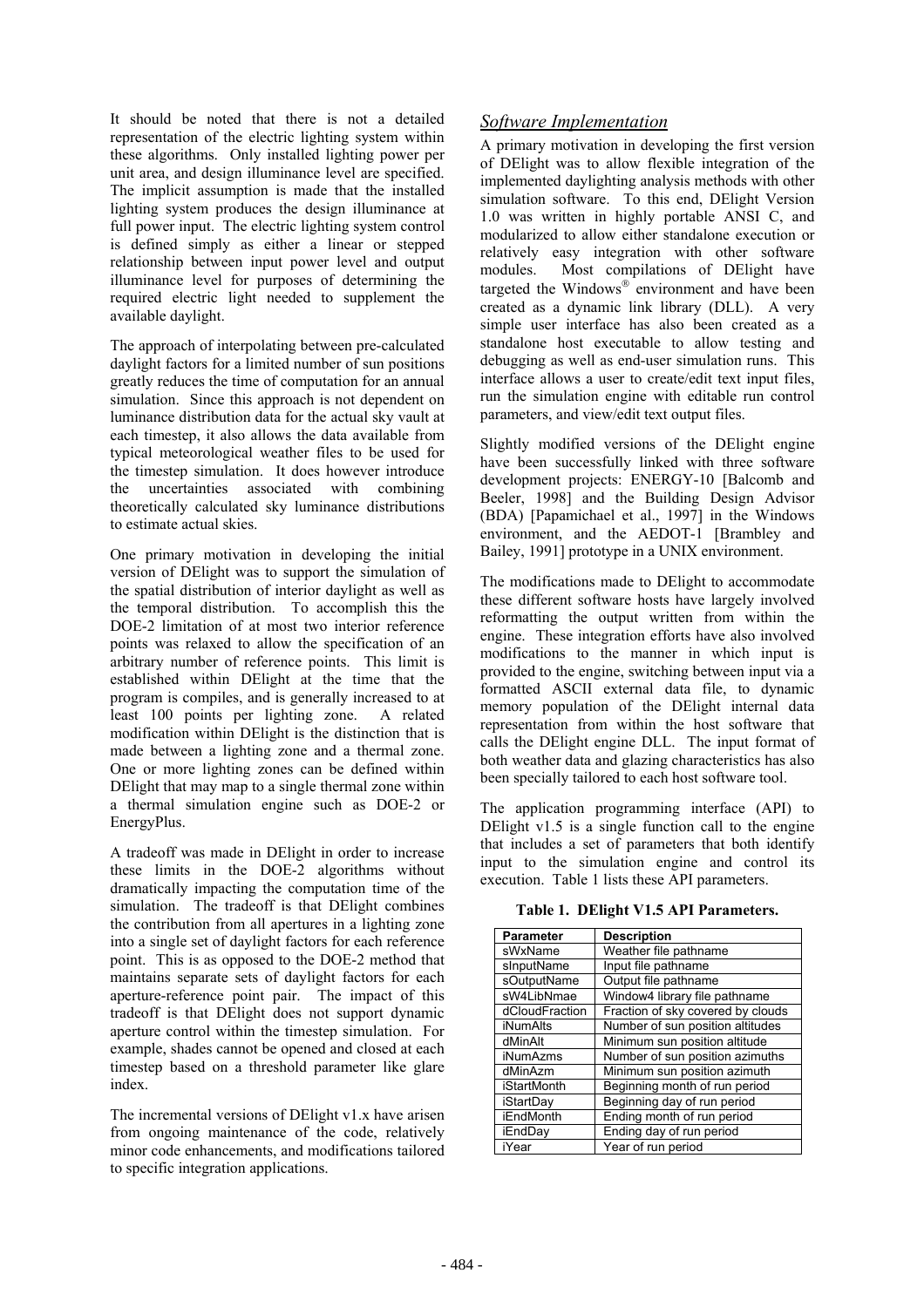It should be noted that there is not a detailed representation of the electric lighting system within these algorithms. Only installed lighting power per unit area, and design illuminance level are specified. The implicit assumption is made that the installed lighting system produces the design illuminance at full power input. The electric lighting system control is defined simply as either a linear or stepped relationship between input power level and output illuminance level for purposes of determining the required electric light needed to supplement the available daylight.

The approach of interpolating between pre-calculated daylight factors for a limited number of sun positions greatly reduces the time of computation for an annual simulation. Since this approach is not dependent on luminance distribution data for the actual sky vault at each timestep, it also allows the data available from typical meteorological weather files to be used for the timestep simulation. It does however introduce the uncertainties associated with combining theoretically calculated sky luminance distributions to estimate actual skies.

One primary motivation in developing the initial version of DElight was to support the simulation of the spatial distribution of interior daylight as well as the temporal distribution. To accomplish this the DOE-2 limitation of at most two interior reference points was relaxed to allow the specification of an arbitrary number of reference points. This limit is established within DElight at the time that the program is compiles, and is generally increased to at least 100 points per lighting zone. A related modification within DElight is the distinction that is made between a lighting zone and a thermal zone. One or more lighting zones can be defined within DElight that may map to a single thermal zone within a thermal simulation engine such as DOE-2 or EnergyPlus.

A tradeoff was made in DElight in order to increase these limits in the DOE-2 algorithms without dramatically impacting the computation time of the simulation. The tradeoff is that DElight combines the contribution from all apertures in a lighting zone into a single set of daylight factors for each reference point. This is as opposed to the DOE-2 method that maintains separate sets of daylight factors for each aperture-reference point pair. The impact of this tradeoff is that DElight does not support dynamic aperture control within the timestep simulation. For example, shades cannot be opened and closed at each timestep based on a threshold parameter like glare index.

The incremental versions of DElight v1.x have arisen from ongoing maintenance of the code, relatively minor code enhancements, and modifications tailored to specific integration applications.

## *Software Implementation*

A primary motivation in developing the first version of DElight was to allow flexible integration of the implemented daylighting analysis methods with other simulation software. To this end, DElight Version 1.0 was written in highly portable ANSI C, and modularized to allow either standalone execution or relatively easy integration with other software modules. Most compilations of DElight have targeted the Windows® environment and have been created as a dynamic link library (DLL). A very simple user interface has also been created as a standalone host executable to allow testing and debugging as well as end-user simulation runs. This interface allows a user to create/edit text input files, run the simulation engine with editable run control parameters, and view/edit text output files.

Slightly modified versions of the DElight engine have been successfully linked with three software development projects: ENERGY-10 [Balcomb and Beeler, 1998] and the Building Design Advisor (BDA) [Papamichael et al., 1997] in the Windows environment, and the AEDOT-1 [Brambley and Bailey, 1991] prototype in a UNIX environment.

The modifications made to DElight to accommodate these different software hosts have largely involved reformatting the output written from within the engine. These integration efforts have also involved modifications to the manner in which input is provided to the engine, switching between input via a formatted ASCII external data file, to dynamic memory population of the DElight internal data representation from within the host software that calls the DElight engine DLL. The input format of both weather data and glazing characteristics has also been specially tailored to each host software tool.

The application programming interface (API) to DElight v1.5 is a single function call to the engine that includes a set of parameters that both identify input to the simulation engine and control its execution. Table 1 lists these API parameters.

**Table 1. DElight V1.5 API Parameters.**

| Parameter | Description |
|---|---|
| sWxName | Weather file pathname |
| sInputName | Input file pathname |
| sOutputName | Output file pathname |
| sW4LibNmae | Window4 library file pathname |
| dCloudFraction | Fraction of sky covered by clouds |
| iNumAlts | Number of sun position altitudes |
| dMinAlt | Minimum sun position altitude |
| iNumAzms | Number of sun position azimuths |
| dMinAzm | Minimum sun position azimuth |
| iStartMonth | Beginning month of run period |
| iStartDay | Beginning day of run period |
| iEndMonth | Ending month of run period |
| iEndDay | Ending day of run period |
| iYear | Year of run period |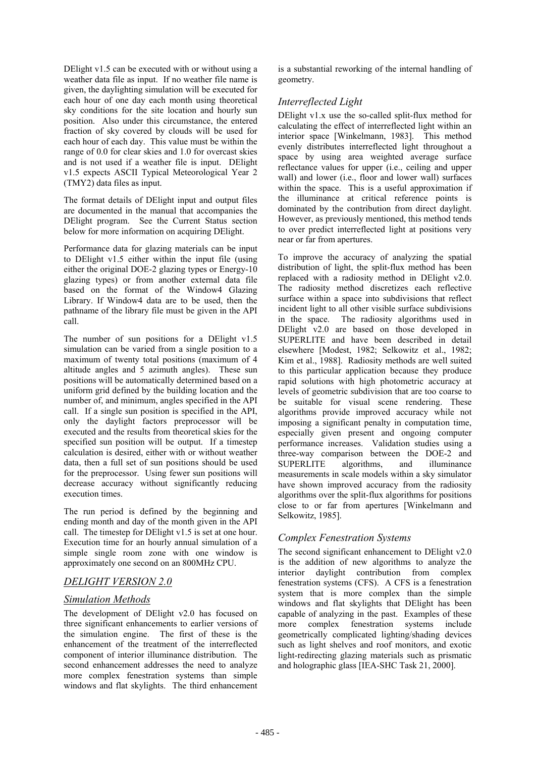DElight v1.5 can be executed with or without using a weather data file as input. If no weather file name is given, the daylighting simulation will be executed for each hour of one day each month using theoretical sky conditions for the site location and hourly sun position. Also under this circumstance, the entered fraction of sky covered by clouds will be used for each hour of each day. This value must be within the range of 0.0 for clear skies and 1.0 for overcast skies and is not used if a weather file is input. DElight v1.5 expects ASCII Typical Meteorological Year 2 (TMY2) data files as input.

The format details of DElight input and output files are documented in the manual that accompanies the DElight program. See the Current Status section below for more information on acquiring DElight.

Performance data for glazing materials can be input to DElight v1.5 either within the input file (using either the original DOE-2 glazing types or Energy-10 glazing types) or from another external data file based on the format of the Window4 Glazing Library. If Window4 data are to be used, then the pathname of the library file must be given in the API call.

The number of sun positions for a DElight v1.5 simulation can be varied from a single position to a maximum of twenty total positions (maximum of 4 altitude angles and 5 azimuth angles). These sun positions will be automatically determined based on a uniform grid defined by the building location and the number of, and minimum, angles specified in the API call. If a single sun position is specified in the API, only the daylight factors preprocessor will be executed and the results from theoretical skies for the specified sun position will be output. If a timestep calculation is desired, either with or without weather data, then a full set of sun positions should be used for the preprocessor. Using fewer sun positions will decrease accuracy without significantly reducing execution times.

The run period is defined by the beginning and ending month and day of the month given in the API call. The timestep for DElight v1.5 is set at one hour. Execution time for an hourly annual simulation of a simple single room zone with one window is approximately one second on an 800MHz CPU.

## DELIGHT VERSION 2.0

### Simulation Methods

The development of DElight v2.0 has focused on three significant enhancements to earlier versions of the simulation engine. The first of these is the enhancement of the treatment of the interreflected component of interior illuminance distribution. The second enhancement addresses the need to analyze more complex fenestration systems than simple windows and flat skylights. The third enhancement is a substantial reworking of the internal handling of geometry.

### *Interreflected Light*

DElight v1.x use the so-called split-flux method for calculating the effect of interreflected light within an interior space [Winkelmann, 1983]. This method evenly distributes interreflected light throughout a space by using area weighted average surface reflectance values for upper (i.e., ceiling and upper wall) and lower (i.e., floor and lower wall) surfaces within the space. This is a useful approximation if the illuminance at critical reference points is dominated by the contribution from direct daylight. However, as previously mentioned, this method tends to over predict interreflected light at positions very near or far from apertures.

To improve the accuracy of analyzing the spatial distribution of light, the split-flux method has been replaced with a radiosity method in DElight v2.0. The radiosity method discretizes each reflective surface within a space into subdivisions that reflect incident light to all other visible surface subdivisions in the space. The radiosity algorithms used in DElight v2.0 are based on those developed in SUPERLITE and have been described in detail elsewhere [Modest, 1982; Selkowitz et al., 1982; Kim et al., 1988]. Radiosity methods are well suited to this particular application because they produce rapid solutions with high photometric accuracy at levels of geometric subdivision that are too coarse to be suitable for visual scene rendering. These algorithms provide improved accuracy while not imposing a significant penalty in computation time, especially given present and ongoing computer performance increases. Validation studies using a three-way comparison between the DOE-2 and SUPERLITE algorithms, and illuminance measurements in scale models within a sky simulator have shown improved accuracy from the radiosity algorithms over the split-flux algorithms for positions close to or far from apertures [Winkelmann and Selkowitz, 1985].

### *Complex Fenestration Systems*

The second significant enhancement to DElight v2.0 is the addition of new algorithms to analyze the interior daylight contribution from complex fenestration systems (CFS). A CFS is a fenestration system that is more complex than the simple windows and flat skylights that DElight has been capable of analyzing in the past. Examples of these more complex fenestration systems include geometrically complicated lighting/shading devices such as light shelves and roof monitors, and exotic light-redirecting glazing materials such as prismatic and holographic glass [IEA-SHC Task 21, 2000].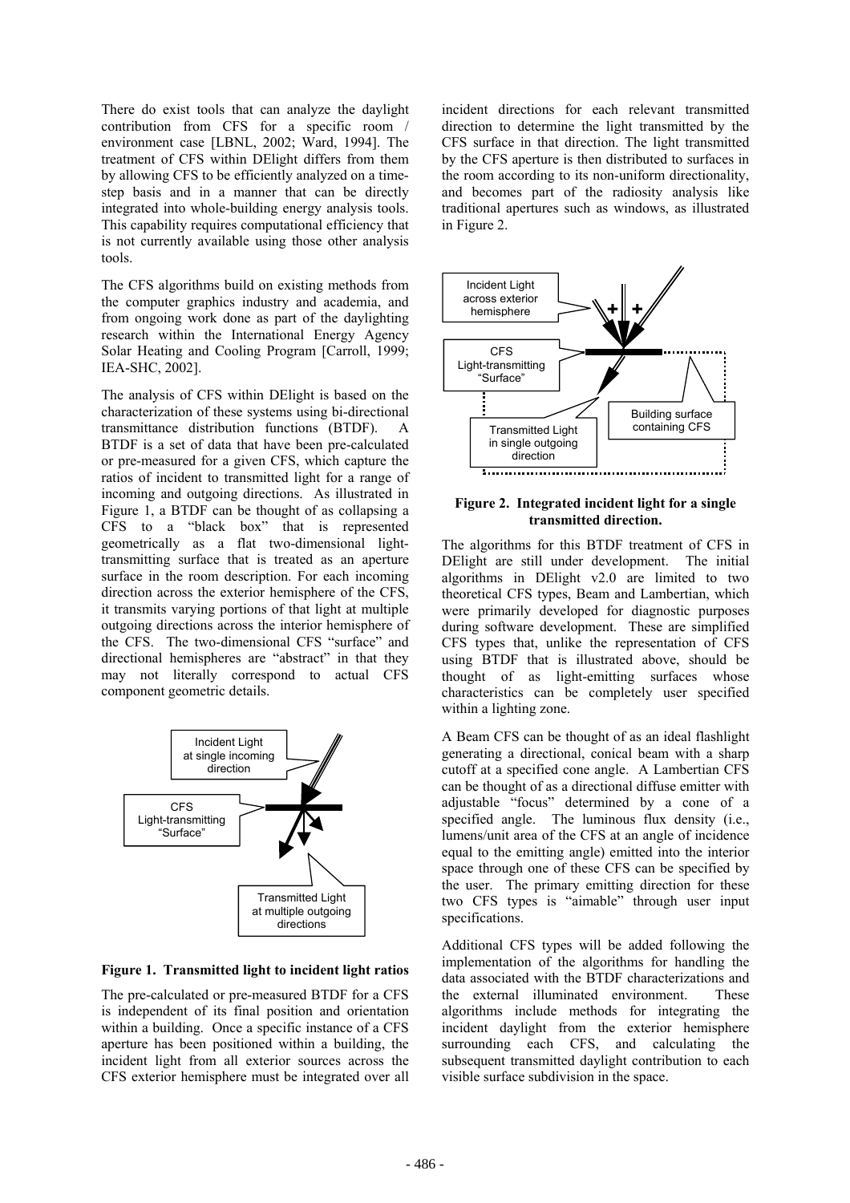There do exist tools that can analyze the daylight contribution from CFS for a specific room / environment case [LBNL, 2002; Ward, 1994]. The treatment of CFS within DElight differs from them by allowing CFS to be efficiently analyzed on a time-step basis and in a manner that can be directly integrated into whole-building energy analysis tools. This capability requires computational efficiency that is not currently available using those other analysis tools.

The CFS algorithms build on existing methods from the computer graphics industry and academia, and from ongoing work done as part of the daylighting research within the International Energy Agency Solar Heating and Cooling Program [Carroll, 1999; IEA-SHC, 2002].

The analysis of CFS within DElight is based on the characterization of these systems using bi-directional transmittance distribution functions (BTDF). A BTDF is a set of data that have been pre-calculated or pre-measured for a given CFS, which capture the ratios of incident to transmitted light for a range of incoming and outgoing directions. As illustrated in Figure 1, a BTDF can be thought of as collapsing a CFS to a "black box" that is represented geometrically as a flat two-dimensional light-transmitting surface that is treated as an aperture surface in the room description. For each incoming direction across the exterior hemisphere of the CFS, it transmits varying portions of that light at multiple outgoing directions across the interior hemisphere of the CFS. The two-dimensional CFS "surface" and directional hemispheres are "abstract" in that they may not literally correspond to actual CFS component geometric details.

**Figure 1. Transmitted light to incident light ratios**

The pre-calculated or pre-measured BTDF for a CFS is independent of its final position and orientation within a building. Once a specific instance of a CFS aperture has been positioned within a building, the incident light from all exterior sources across the CFS exterior hemisphere must be integrated over all incident directions for each relevant transmitted direction to determine the light transmitted by the CFS surface in that direction. The light transmitted by the CFS aperture is then distributed to surfaces in the room according to its non-uniform directionality, and becomes part of the radiosity analysis like traditional apertures such as windows, as illustrated in Figure 2.

**Figure 2. Integrated incident light for a single transmitted direction.**

The algorithms for this BTDF treatment of CFS in DElight are still under development. The initial algorithms in DElight v2.0 are limited to two theoretical CFS types, Beam and Lambertian, which were primarily developed for diagnostic purposes during software development. These are simplified CFS types that, unlike the representation of CFS using BTDF that is illustrated above, should be thought of as light-emitting surfaces whose characteristics can be completely user specified within a lighting zone.

A Beam CFS can be thought of as an ideal flashlight generating a directional, conical beam with a sharp cutoff at a specified cone angle. A Lambertian CFS can be thought of as a directional diffuse emitter with adjustable "focus" determined by a cone of a specified angle. The luminous flux density (i.e., lumens/unit area of the CFS at an angle of incidence equal to the emitting angle) emitted into the interior space through one of these CFS can be specified by the user. The primary emitting direction for these two CFS types is "aimable" through user input specifications.

Additional CFS types will be added following the implementation of the algorithms for handling the data associated with the BTDF characterizations and the external illuminated environment. These algorithms include methods for integrating the incident daylight from the exterior hemisphere surrounding each CFS, and calculating the subsequent transmitted daylight contribution to each visible surface subdivision in the space.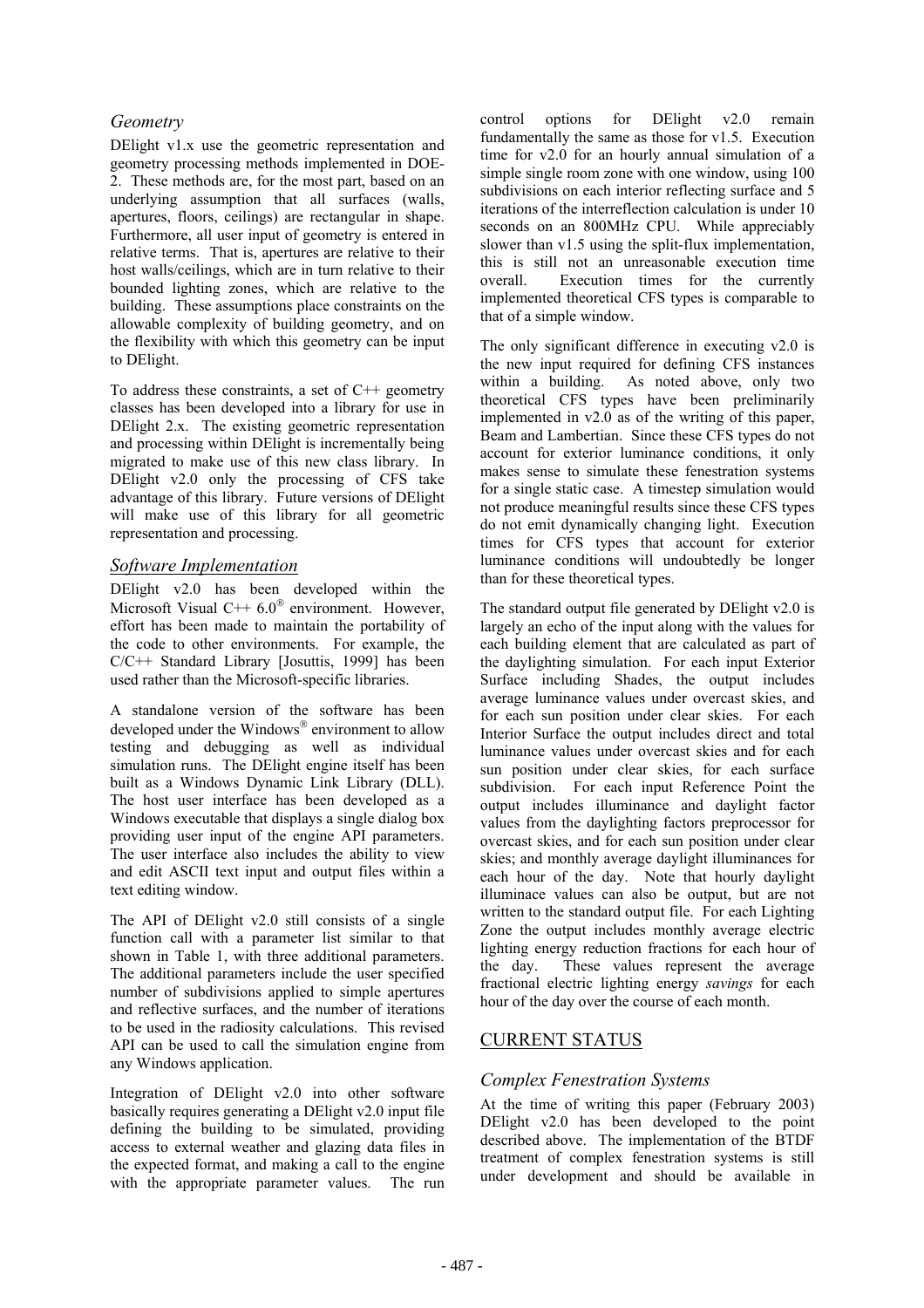### *Geometry*

DElight v1.x use the geometric representation and geometry processing methods implemented in DOE-2. These methods are, for the most part, based on an underlying assumption that all surfaces (walls, apertures, floors, ceilings) are rectangular in shape. Furthermore, all user input of geometry is entered in relative terms. That is, apertures are relative to their host walls/ceilings, which are in turn relative to their bounded lighting zones, which are relative to the building. These assumptions place constraints on the allowable complexity of building geometry, and on the flexibility with which this geometry can be input to DElight.

To address these constraints, a set of C++ geometry classes has been developed into a library for use in DElight 2.x. The existing geometric representation and processing within DElight is incrementally being migrated to make use of this new class library. In DElight v2.0 only the processing of CFS take advantage of this library. Future versions of DElight will make use of this library for all geometric representation and processing.

### *Software Implementation*

DElight v2.0 has been developed within the Microsoft Visual C++ 6.0® environment. However, effort has been made to maintain the portability of the code to other environments. For example, the C/C++ Standard Library [Josuttis, 1999] has been used rather than the Microsoft-specific libraries.

A standalone version of the software has been developed under the Windows® environment to allow testing and debugging as well as individual simulation runs. The DElight engine itself has been built as a Windows Dynamic Link Library (DLL). The host user interface has been developed as a Windows executable that displays a single dialog box providing user input of the engine API parameters. The user interface also includes the ability to view and edit ASCII text input and output files within a text editing window.

The API of DElight v2.0 still consists of a single function call with a parameter list similar to that shown in Table 1, with three additional parameters. The additional parameters include the user specified number of subdivisions applied to simple apertures and reflective surfaces, and the number of iterations to be used in the radiosity calculations. This revised API can be used to call the simulation engine from any Windows application.

Integration of DElight v2.0 into other software basically requires generating a DElight v2.0 input file defining the building to be simulated, providing access to external weather and glazing data files in the expected format, and making a call to the engine with the appropriate parameter values. The run control options for DElight v2.0 remain fundamentally the same as those for v1.5. Execution time for v2.0 for an hourly annual simulation of a simple single room zone with one window, using 100 subdivisions on each interior reflecting surface and 5 iterations of the interreflection calculation is under 10 seconds on an 800MHz CPU. While appreciably slower than v1.5 using the split-flux implementation, this is still not an unreasonable execution time overall. Execution times for the currently implemented theoretical CFS types is comparable to that of a simple window.

The only significant difference in executing v2.0 is the new input required for defining CFS instances within a building. As noted above, only two theoretical CFS types have been preliminarily implemented in v2.0 as of the writing of this paper, Beam and Lambertian. Since these CFS types do not account for exterior luminance conditions, it only makes sense to simulate these fenestration systems for a single static case. A timestep simulation would not produce meaningful results since these CFS types do not emit dynamically changing light. Execution times for CFS types that account for exterior luminance conditions will undoubtedly be longer than for these theoretical types.

The standard output file generated by DElight v2.0 is largely an echo of the input along with the values for each building element that are calculated as part of the daylighting simulation. For each input Exterior Surface including Shades, the output includes average luminance values under overcast skies, and for each sun position under clear skies. For each Interior Surface the output includes direct and total luminance values under overcast skies and for each sun position under clear skies, for each surface subdivision. For each input Reference Point the output includes illuminance and daylight factor values from the daylighting factors preprocessor for overcast skies, and for each sun position under clear skies; and monthly average daylight illuminances for each hour of the day. Note that hourly daylight illuminace values can also be output, but are not written to the standard output file. For each Lighting Zone the output includes monthly average electric lighting energy reduction fractions for each hour of the day. These values represent the average fractional electric lighting energy *savings* for each hour of the day over the course of each month.

## CURRENT STATUS

### *Complex Fenestration Systems*

At the time of writing this paper (February 2003) DElight v2.0 has been developed to the point described above. The implementation of the BTDF treatment of complex fenestration systems is still under development and should be available in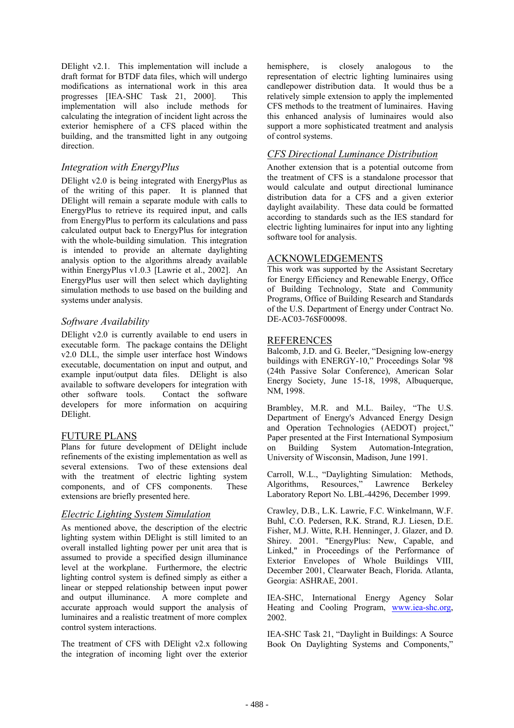DElight v2.1. This implementation will include a draft format for BTDF data files, which will undergo modifications as international work in this area progresses [IEA-SHC Task 21, 2000]. This implementation will also include methods for calculating the integration of incident light across the exterior hemisphere of a CFS placed within the building, and the transmitted light in any outgoing direction.

### Integration with EnergyPlus

DElight v2.0 is being integrated with EnergyPlus as of the writing of this paper. It is planned that DElight will remain a separate module with calls to EnergyPlus to retrieve its required input, and calls from EnergyPlus to perform its calculations and pass calculated output back to EnergyPlus for integration with the whole-building simulation. This integration is intended to provide an alternate daylighting analysis option to the algorithms already available within EnergyPlus v1.0.3 [Lawrie et al., 2002]. An EnergyPlus user will then select which daylighting simulation methods to use based on the building and systems under analysis.

### Software Availability

DElight v2.0 is currently available to end users in executable form. The package contains the DElight v2.0 DLL, the simple user interface host Windows executable, documentation on input and output, and example input/output data files. DElight is also available to software developers for integration with other software tools. Contact the software developers for more information on acquiring DElight.

## FUTURE PLANS

Plans for future development of DElight include refinements of the existing implementation as well as several extensions. Two of these extensions deal with the treatment of electric lighting system components, and of CFS components. These extensions are briefly presented here.

### Electric Lighting System Simulation

As mentioned above, the description of the electric lighting system within DElight is still limited to an overall installed lighting power per unit area that is assumed to provide a specified design illuminance level at the workplane. Furthermore, the electric lighting control system is defined simply as either a linear or stepped relationship between input power and output illuminance. A more complete and accurate approach would support the analysis of luminaires and a realistic treatment of more complex control system interactions.

The treatment of CFS with DElight v2.x following the integration of incoming light over the exterior hemisphere, is closely analogous to the representation of electric lighting luminaires using candlepower distribution data. It would thus be a relatively simple extension to apply the implemented CFS methods to the treatment of luminaires. Having this enhanced analysis of luminaires would also support a more sophisticated treatment and analysis of control systems.

### CFS Directional Luminance Distribution

Another extension that is a potential outcome from the treatment of CFS is a standalone processor that would calculate and output directional luminance distribution data for a CFS and a given exterior daylight availability. These data could be formatted according to standards such as the IES standard for electric lighting luminaires for input into any lighting software tool for analysis.

## ACKNOWLEDGEMENTS

This work was supported by the Assistant Secretary for Energy Efficiency and Renewable Energy, Office of Building Technology, State and Community Programs, Office of Building Research and Standards of the U.S. Department of Energy under Contract No. DE-AC03-76SF00098.

## REFERENCES

Balcomb, J.D. and G. Beeler, "Designing low-energy buildings with ENERGY-10," Proceedings Solar '98 (24th Passive Solar Conference), American Solar Energy Society, June 15-18, 1998, Albuquerque, NM, 1998.

Brambley, M.R. and M.L. Bailey, "The U.S. Department of Energy's Advanced Energy Design and Operation Technologies (AEDOT) project," Paper presented at the First International Symposium on Building System Automation-Integration, University of Wisconsin, Madison, June 1991.

Carroll, W.L., "Daylighting Simulation: Methods, Algorithms, Resources," Lawrence Berkeley Laboratory Report No. LBL-44296, December 1999.

Crawley, D.B., L.K. Lawrie, F.C. Winkelmann, W.F. Buhl, C.O. Pedersen, R.K. Strand, R.J. Liesen, D.E. Fisher, M.J. Witte, R.H. Henninger, J. Glazer, and D. Shirey. 2001. "EnergyPlus: New, Capable, and Linked," in Proceedings of the Performance of Exterior Envelopes of Whole Buildings VIII, December 2001, Clearwater Beach, Florida. Atlanta, Georgia: ASHRAE, 2001.

IEA-SHC, International Energy Agency Solar Heating and Cooling Program, www.iea-shc.org, 2002.

IEA-SHC Task 21, "Daylight in Buildings: A Source Book On Daylighting Systems and Components,"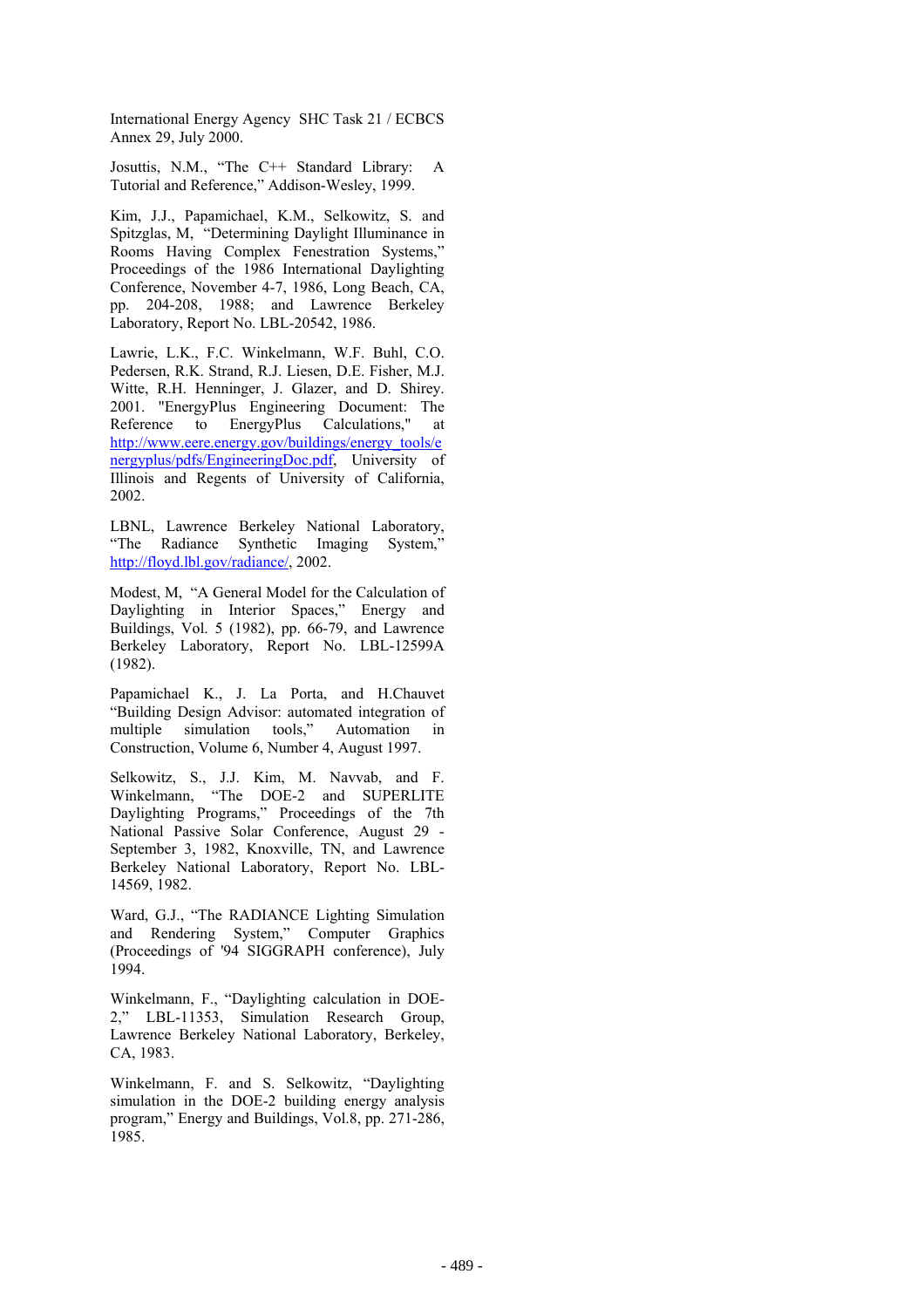International Energy Agency SHC Task 21 / ECBCS Annex 29, July 2000.

Josuttis, N.M., "The C++ Standard Library: A Tutorial and Reference," Addison-Wesley, 1999.

Kim, J.J., Papamichael, K.M., Selkowitz, S. and Spitzglas, M, "Determining Daylight Illuminance in Rooms Having Complex Fenestration Systems," Proceedings of the 1986 International Daylighting Conference, November 4-7, 1986, Long Beach, CA, pp. 204-208, 1988; and Lawrence Berkeley Laboratory, Report No. LBL-20542, 1986.

Lawrie, L.K., F.C. Winkelmann, W.F. Buhl, C.O. Pedersen, R.K. Strand, R.J. Liesen, D.E. Fisher, M.J. Witte, R.H. Henninger, J. Glazer, and D. Shirey. 2001. "EnergyPlus Engineering Document: The Reference to EnergyPlus Calculations," at http://www.eere.energy.gov/buildings/energy_tools/energyplus/pdfs/EngineeringDoc.pdf, University of Illinois and Regents of University of California, 2002.

LBNL, Lawrence Berkeley National Laboratory, "The Radiance Synthetic Imaging System," http://floyd.lbl.gov/radiance/, 2002.

Modest, M, "A General Model for the Calculation of Daylighting in Interior Spaces," Energy and Buildings, Vol. 5 (1982), pp. 66-79, and Lawrence Berkeley Laboratory, Report No. LBL-12599A (1982).

Papamichael K., J. La Porta, and H.Chauvet "Building Design Advisor: automated integration of multiple simulation tools," Automation in Construction, Volume 6, Number 4, August 1997.

Selkowitz, S., J.J. Kim, M. Navvab, and F. Winkelmann, "The DOE-2 and SUPERLITE Daylighting Programs," Proceedings of the 7th National Passive Solar Conference, August 29 - September 3, 1982, Knoxville, TN, and Lawrence Berkeley National Laboratory, Report No. LBL-14569, 1982.

Ward, G.J., "The RADIANCE Lighting Simulation and Rendering System," Computer Graphics (Proceedings of '94 SIGGRAPH conference), July 1994.

Winkelmann, F., "Daylighting calculation in DOE-2," LBL-11353, Simulation Research Group, Lawrence Berkeley National Laboratory, Berkeley, CA, 1983.

Winkelmann, F. and S. Selkowitz, "Daylighting simulation in the DOE-2 building energy analysis program," Energy and Buildings, Vol.8, pp. 271-286, 1985.